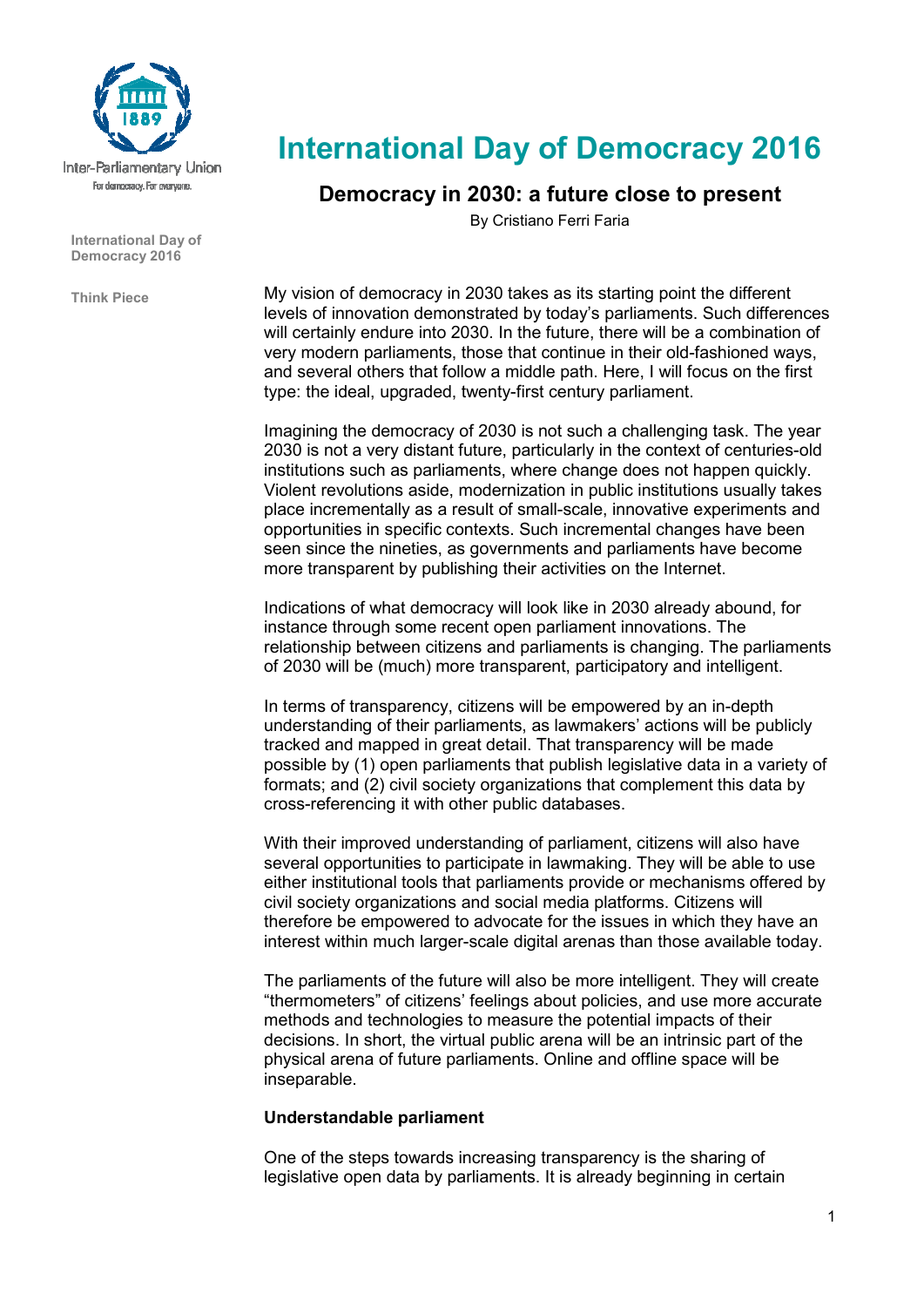Inter-Parliamentary Union
For democracy. For everyone.

International Day of Democracy 2016

Think Piece

# International Day of Democracy 2016

## Democracy in 2030: a future close to present

By Cristiano Ferri Faria

My vision of democracy in 2030 takes as its starting point the different levels of innovation demonstrated by today's parliaments. Such differences will certainly endure into 2030. In the future, there will be a combination of very modern parliaments, those that continue in their old-fashioned ways, and several others that follow a middle path. Here, I will focus on the first type: the ideal, upgraded, twenty-first century parliament.

Imagining the democracy of 2030 is not such a challenging task. The year 2030 is not a very distant future, particularly in the context of centuries-old institutions such as parliaments, where change does not happen quickly. Violent revolutions aside, modernization in public institutions usually takes place incrementally as a result of small-scale, innovative experiments and opportunities in specific contexts. Such incremental changes have been seen since the nineties, as governments and parliaments have become more transparent by publishing their activities on the Internet.

Indications of what democracy will look like in 2030 already abound, for instance through some recent open parliament innovations. The relationship between citizens and parliaments is changing. The parliaments of 2030 will be (much) more transparent, participatory and intelligent.

In terms of transparency, citizens will be empowered by an in-depth understanding of their parliaments, as lawmakers' actions will be publicly tracked and mapped in great detail. That transparency will be made possible by (1) open parliaments that publish legislative data in a variety of formats; and (2) civil society organizations that complement this data by cross-referencing it with other public databases.

With their improved understanding of parliament, citizens will also have several opportunities to participate in lawmaking. They will be able to use either institutional tools that parliaments provide or mechanisms offered by civil society organizations and social media platforms. Citizens will therefore be empowered to advocate for the issues in which they have an interest within much larger-scale digital arenas than those available today.

The parliaments of the future will also be more intelligent. They will create "thermometers" of citizens' feelings about policies, and use more accurate methods and technologies to measure the potential impacts of their decisions. In short, the virtual public arena will be an intrinsic part of the physical arena of future parliaments. Online and offline space will be inseparable.

### Understandable parliament

One of the steps towards increasing transparency is the sharing of legislative open data by parliaments. It is already beginning in certain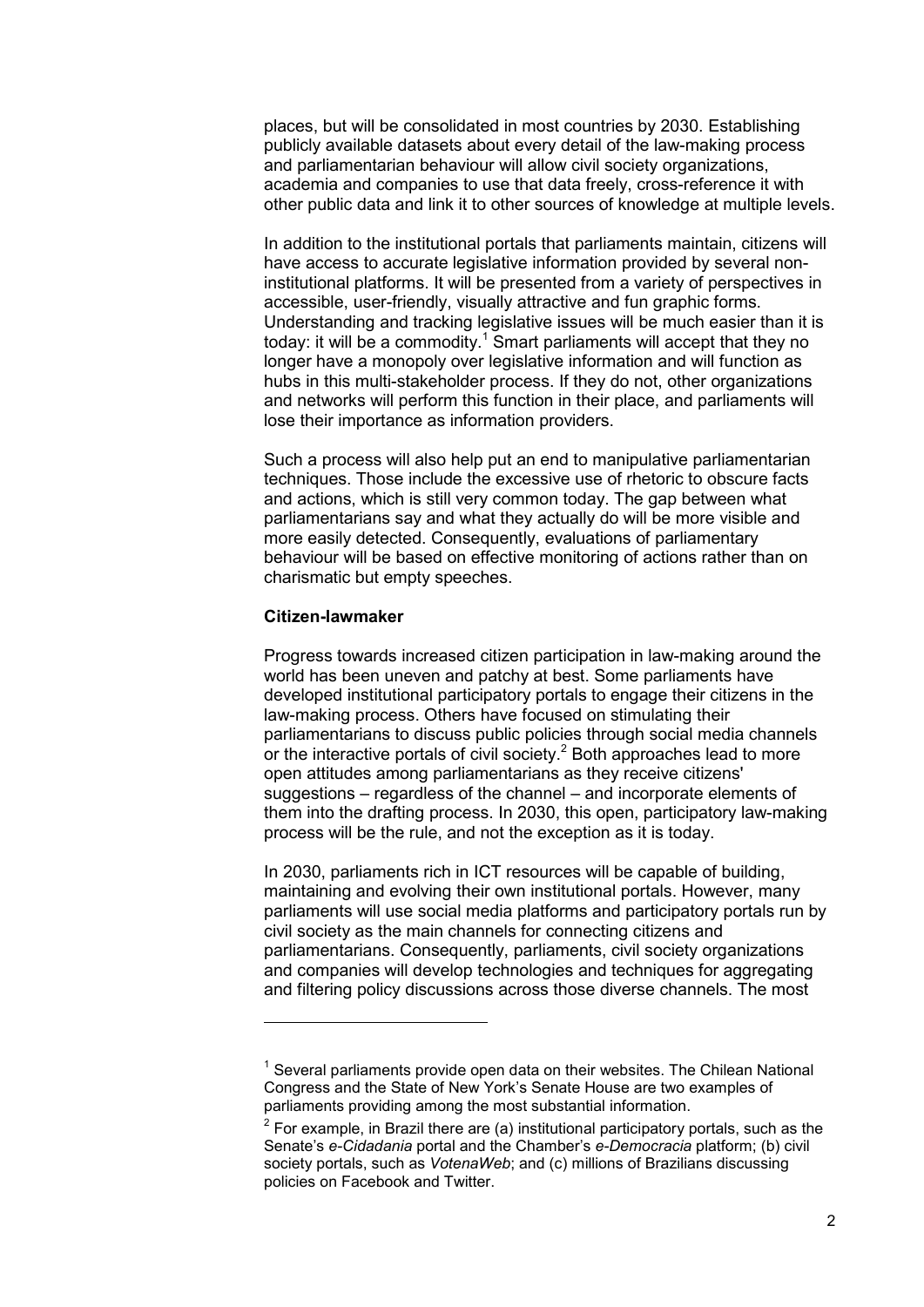places, but will be consolidated in most countries by 2030. Establishing publicly available datasets about every detail of the law-making process and parliamentarian behaviour will allow civil society organizations, academia and companies to use that data freely, cross-reference it with other public data and link it to other sources of knowledge at multiple levels.

In addition to the institutional portals that parliaments maintain, citizens will have access to accurate legislative information provided by several non-institutional platforms. It will be presented from a variety of perspectives in accessible, user-friendly, visually attractive and fun graphic forms. Understanding and tracking legislative issues will be much easier than it is today: it will be a commodity.[1] Smart parliaments will accept that they no longer have a monopoly over legislative information and will function as hubs in this multi-stakeholder process. If they do not, other organizations and networks will perform this function in their place, and parliaments will lose their importance as information providers.

Such a process will also help put an end to manipulative parliamentarian techniques. Those include the excessive use of rhetoric to obscure facts and actions, which is still very common today. The gap between what parliamentarians say and what they actually do will be more visible and more easily detected. Consequently, evaluations of parliamentary behaviour will be based on effective monitoring of actions rather than on charismatic but empty speeches.

**Citizen-lawmaker**

Progress towards increased citizen participation in law-making around the world has been uneven and patchy at best. Some parliaments have developed institutional participatory portals to engage their citizens in the law-making process. Others have focused on stimulating their parliamentarians to discuss public policies through social media channels or the interactive portals of civil society.[2] Both approaches lead to more open attitudes among parliamentarians as they receive citizens' suggestions – regardless of the channel – and incorporate elements of them into the drafting process. In 2030, this open, participatory law-making process will be the rule, and not the exception as it is today.

In 2030, parliaments rich in ICT resources will be capable of building, maintaining and evolving their own institutional portals. However, many parliaments will use social media platforms and participatory portals run by civil society as the main channels for connecting citizens and parliamentarians. Consequently, parliaments, civil society organizations and companies will develop technologies and techniques for aggregating and filtering policy discussions across those diverse channels. The most

---

[1] Several parliaments provide open data on their websites. The Chilean National Congress and the State of New York's Senate House are two examples of parliaments providing among the most substantial information.

[2] For example, in Brazil there are (a) institutional participatory portals, such as the Senate's *e-Cidadania* portal and the Chamber's *e-Democracia* platform; (b) civil society portals, such as *VotenaWeb*; and (c) millions of Brazilians discussing policies on Facebook and Twitter.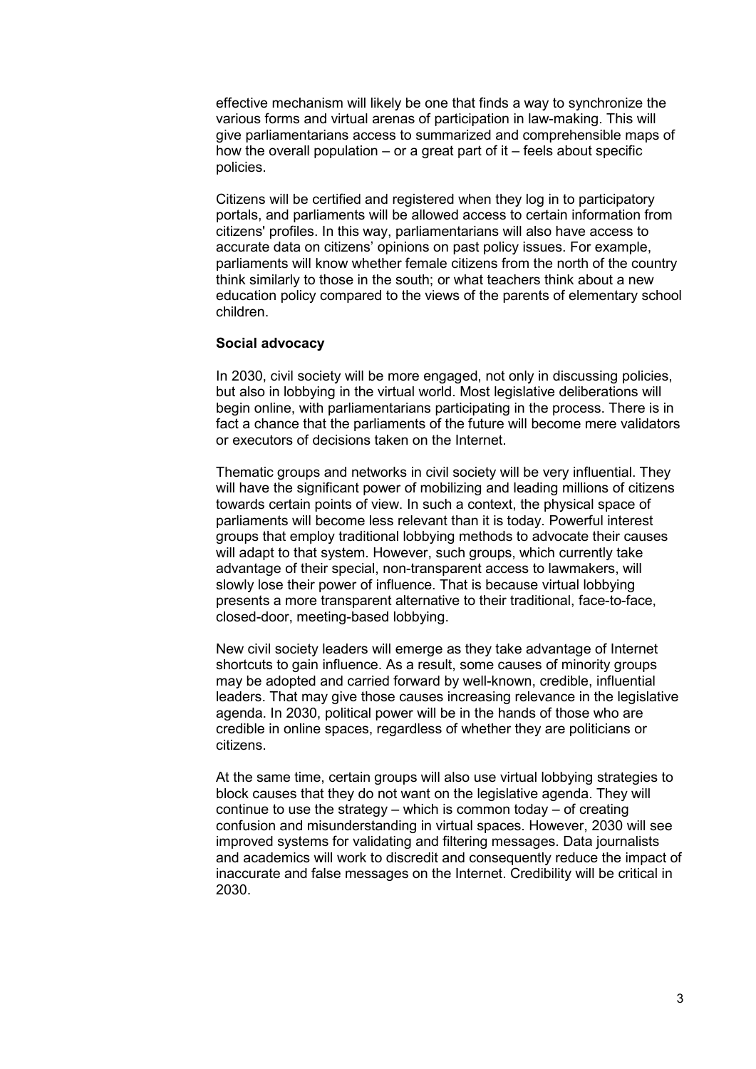effective mechanism will likely be one that finds a way to synchronize the various forms and virtual arenas of participation in law-making. This will give parliamentarians access to summarized and comprehensible maps of how the overall population – or a great part of it – feels about specific policies.

Citizens will be certified and registered when they log in to participatory portals, and parliaments will be allowed access to certain information from citizens' profiles. In this way, parliamentarians will also have access to accurate data on citizens' opinions on past policy issues. For example, parliaments will know whether female citizens from the north of the country think similarly to those in the south; or what teachers think about a new education policy compared to the views of the parents of elementary school children.

**Social advocacy**

In 2030, civil society will be more engaged, not only in discussing policies, but also in lobbying in the virtual world. Most legislative deliberations will begin online, with parliamentarians participating in the process. There is in fact a chance that the parliaments of the future will become mere validators or executors of decisions taken on the Internet.

Thematic groups and networks in civil society will be very influential. They will have the significant power of mobilizing and leading millions of citizens towards certain points of view. In such a context, the physical space of parliaments will become less relevant than it is today. Powerful interest groups that employ traditional lobbying methods to advocate their causes will adapt to that system. However, such groups, which currently take advantage of their special, non-transparent access to lawmakers, will slowly lose their power of influence. That is because virtual lobbying presents a more transparent alternative to their traditional, face-to-face, closed-door, meeting-based lobbying.

New civil society leaders will emerge as they take advantage of Internet shortcuts to gain influence. As a result, some causes of minority groups may be adopted and carried forward by well-known, credible, influential leaders. That may give those causes increasing relevance in the legislative agenda. In 2030, political power will be in the hands of those who are credible in online spaces, regardless of whether they are politicians or citizens.

At the same time, certain groups will also use virtual lobbying strategies to block causes that they do not want on the legislative agenda. They will continue to use the strategy – which is common today – of creating confusion and misunderstanding in virtual spaces. However, 2030 will see improved systems for validating and filtering messages. Data journalists and academics will work to discredit and consequently reduce the impact of inaccurate and false messages on the Internet. Credibility will be critical in 2030.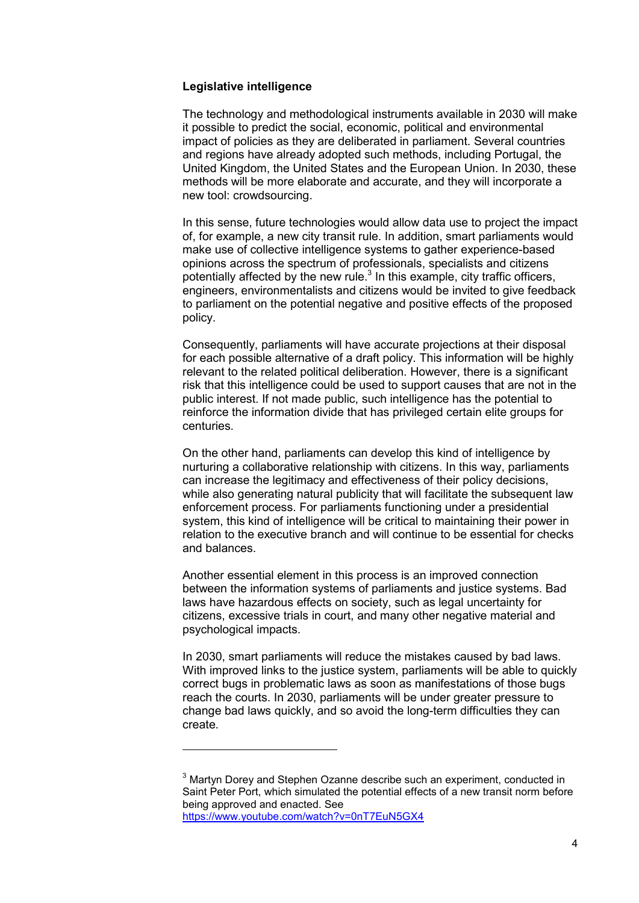### Legislative intelligence

The technology and methodological instruments available in 2030 will make it possible to predict the social, economic, political and environmental impact of policies as they are deliberated in parliament. Several countries and regions have already adopted such methods, including Portugal, the United Kingdom, the United States and the European Union. In 2030, these methods will be more elaborate and accurate, and they will incorporate a new tool: crowdsourcing.

In this sense, future technologies would allow data use to project the impact of, for example, a new city transit rule. In addition, smart parliaments would make use of collective intelligence systems to gather experience-based opinions across the spectrum of professionals, specialists and citizens potentially affected by the new rule.[3] In this example, city traffic officers, engineers, environmentalists and citizens would be invited to give feedback to parliament on the potential negative and positive effects of the proposed policy.

Consequently, parliaments will have accurate projections at their disposal for each possible alternative of a draft policy. This information will be highly relevant to the related political deliberation. However, there is a significant risk that this intelligence could be used to support causes that are not in the public interest. If not made public, such intelligence has the potential to reinforce the information divide that has privileged certain elite groups for centuries.

On the other hand, parliaments can develop this kind of intelligence by nurturing a collaborative relationship with citizens. In this way, parliaments can increase the legitimacy and effectiveness of their policy decisions, while also generating natural publicity that will facilitate the subsequent law enforcement process. For parliaments functioning under a presidential system, this kind of intelligence will be critical to maintaining their power in relation to the executive branch and will continue to be essential for checks and balances.

Another essential element in this process is an improved connection between the information systems of parliaments and justice systems. Bad laws have hazardous effects on society, such as legal uncertainty for citizens, excessive trials in court, and many other negative material and psychological impacts.

In 2030, smart parliaments will reduce the mistakes caused by bad laws. With improved links to the justice system, parliaments will be able to quickly correct bugs in problematic laws as soon as manifestations of those bugs reach the courts. In 2030, parliaments will be under greater pressure to change bad laws quickly, and so avoid the long-term difficulties they can create.

---

[3] Martyn Dorey and Stephen Ozanne describe such an experiment, conducted in Saint Peter Port, which simulated the potential effects of a new transit norm before being approved and enacted. See https://www.youtube.com/watch?v=0nT7EuN5GX4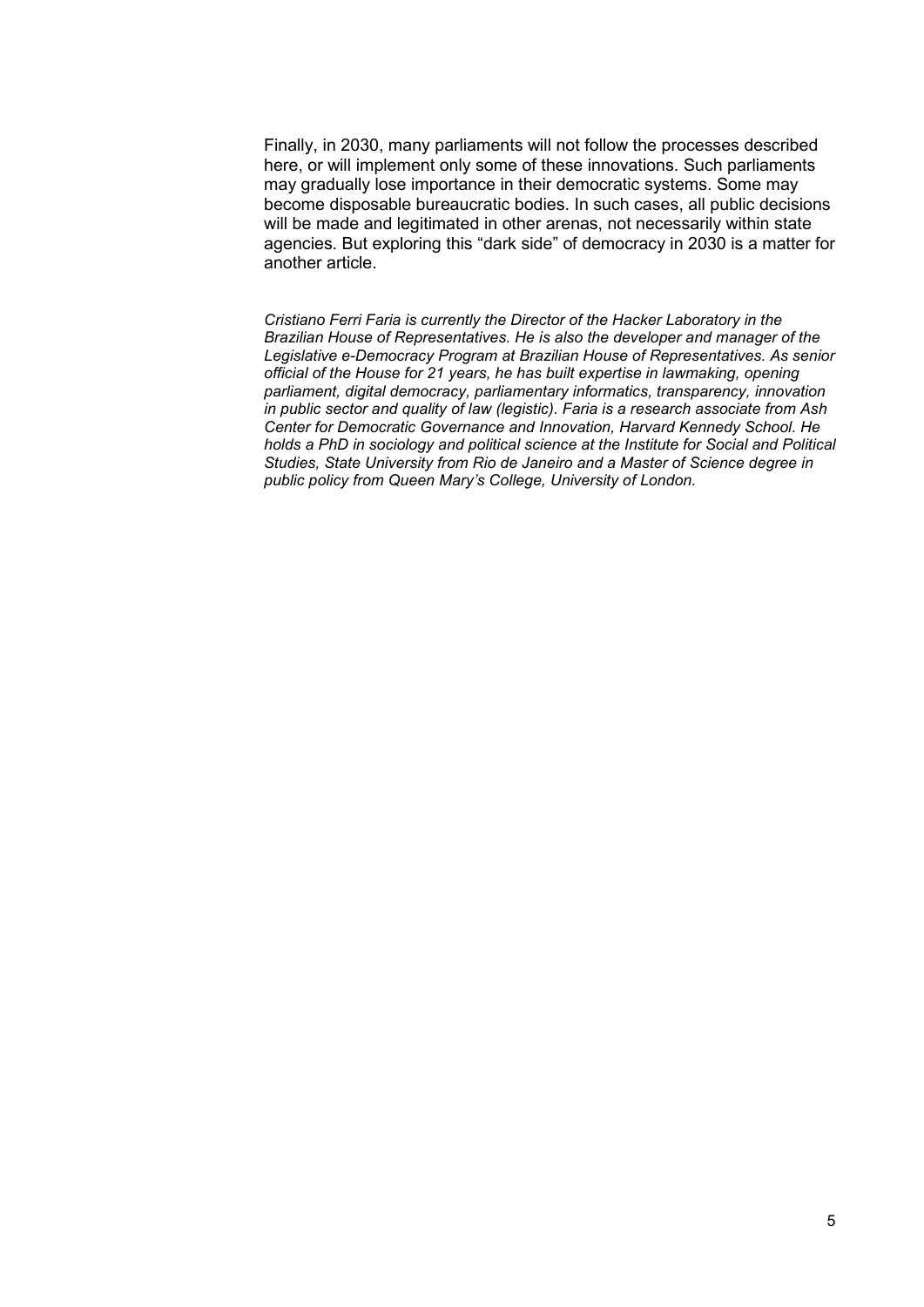Finally, in 2030, many parliaments will not follow the processes described here, or will implement only some of these innovations. Such parliaments may gradually lose importance in their democratic systems. Some may become disposable bureaucratic bodies. In such cases, all public decisions will be made and legitimated in other arenas, not necessarily within state agencies. But exploring this "dark side" of democracy in 2030 is a matter for another article.

*Cristiano Ferri Faria is currently the Director of the Hacker Laboratory in the Brazilian House of Representatives. He is also the developer and manager of the Legislative e-Democracy Program at Brazilian House of Representatives. As senior official of the House for 21 years, he has built expertise in lawmaking, opening parliament, digital democracy, parliamentary informatics, transparency, innovation in public sector and quality of law (legistic). Faria is a research associate from Ash Center for Democratic Governance and Innovation, Harvard Kennedy School. He holds a PhD in sociology and political science at the Institute for Social and Political Studies, State University from Rio de Janeiro and a Master of Science degree in public policy from Queen Mary's College, University of London.*